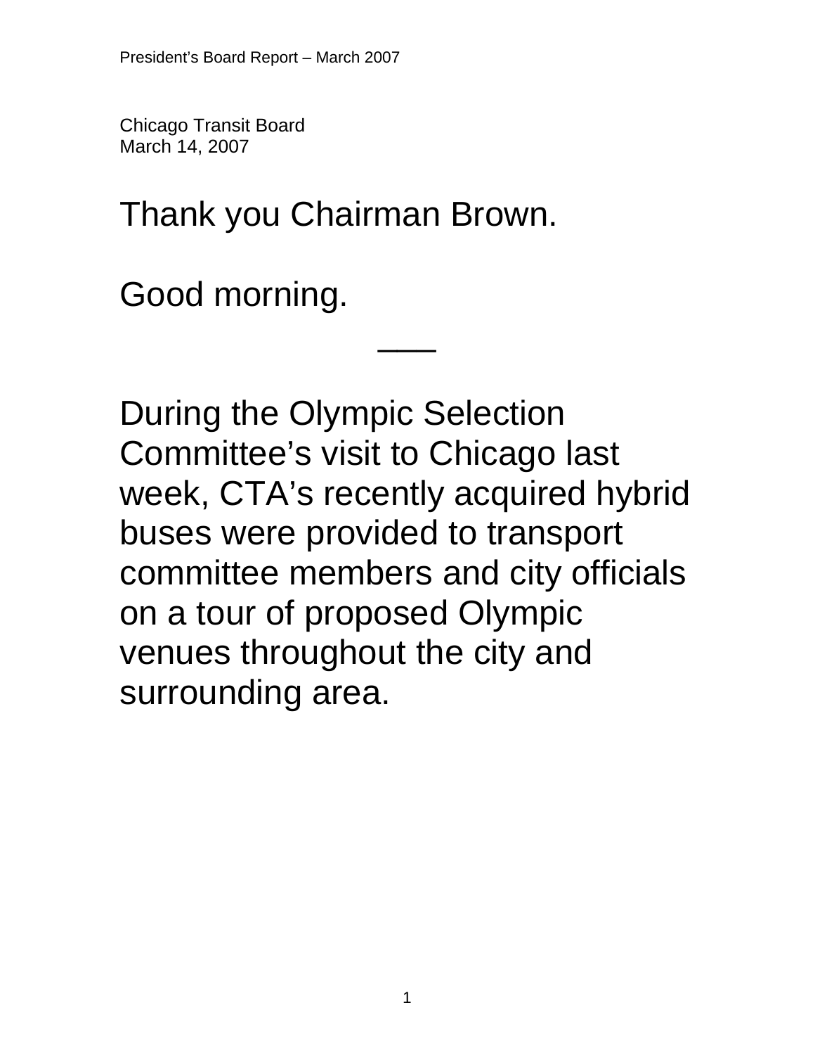Chicago Transit Board
March 14, 2007

Thank you Chairman Brown.

Good morning.

___

During the Olympic Selection Committee's visit to Chicago last week, CTA's recently acquired hybrid buses were provided to transport committee members and city officials on a tour of proposed Olympic venues throughout the city and surrounding area.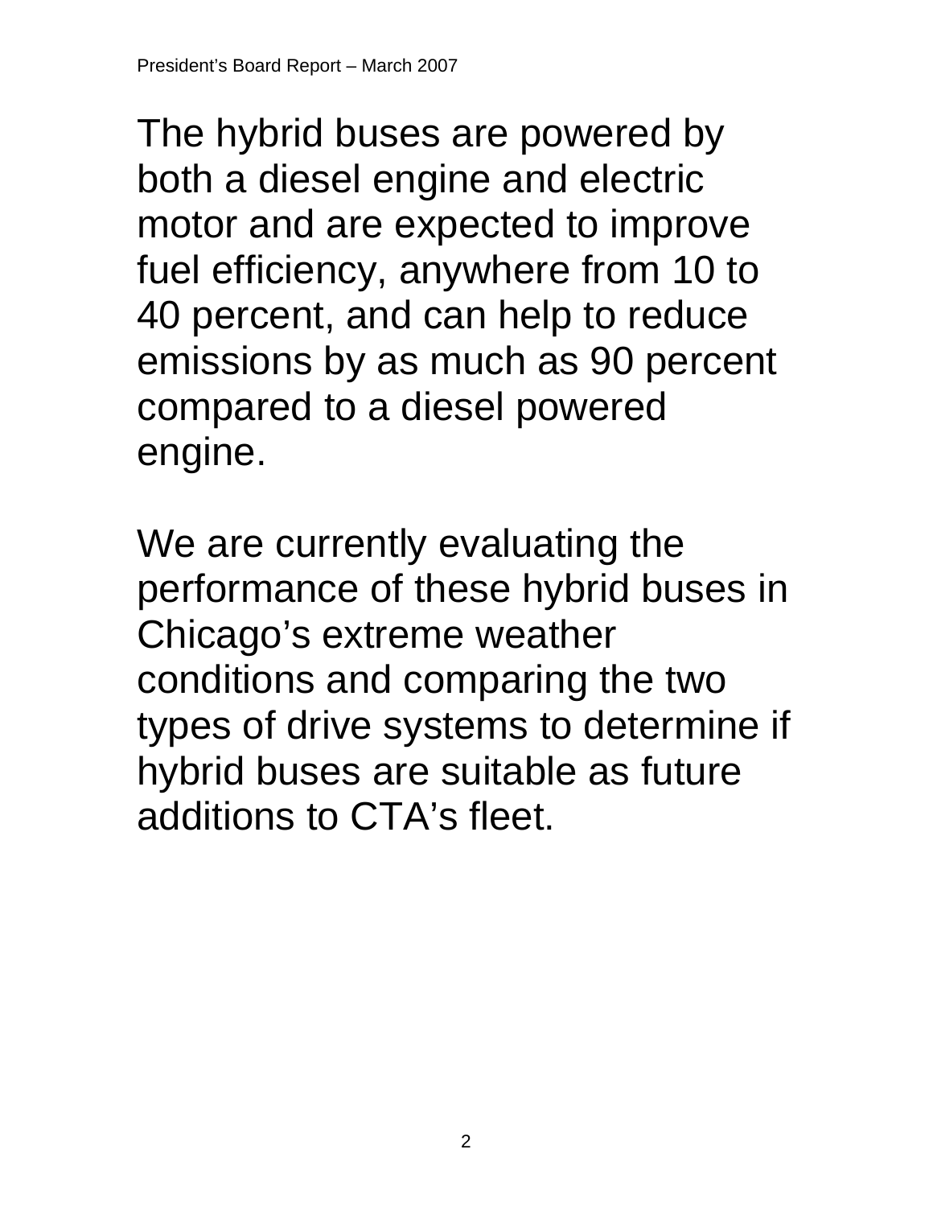The hybrid buses are powered by both a diesel engine and electric motor and are expected to improve fuel efficiency, anywhere from 10 to 40 percent, and can help to reduce emissions by as much as 90 percent compared to a diesel powered engine.

We are currently evaluating the performance of these hybrid buses in Chicago's extreme weather conditions and comparing the two types of drive systems to determine if hybrid buses are suitable as future additions to CTA's fleet.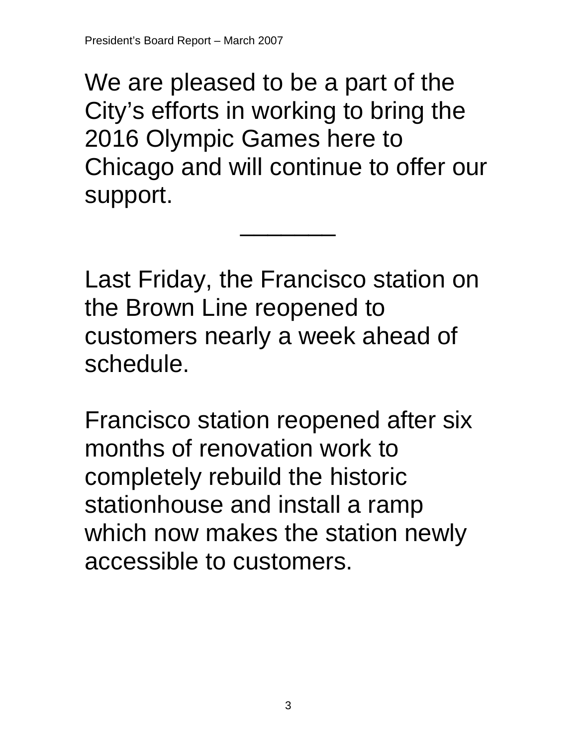We are pleased to be a part of the City's efforts in working to bring the 2016 Olympic Games here to Chicago and will continue to offer our support.

---

Last Friday, the Francisco station on the Brown Line reopened to customers nearly a week ahead of schedule.

Francisco station reopened after six months of renovation work to completely rebuild the historic stationhouse and install a ramp which now makes the station newly accessible to customers.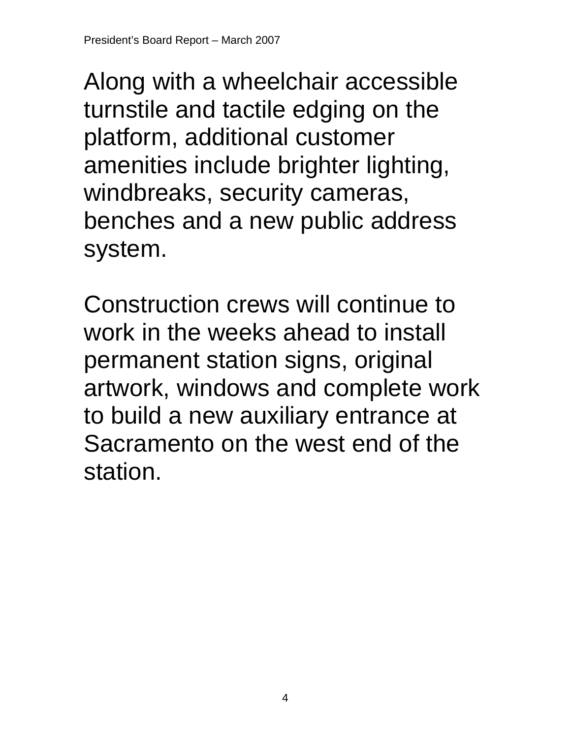Along with a wheelchair accessible turnstile and tactile edging on the platform, additional customer amenities include brighter lighting, windbreaks, security cameras, benches and a new public address system.

Construction crews will continue to work in the weeks ahead to install permanent station signs, original artwork, windows and complete work to build a new auxiliary entrance at Sacramento on the west end of the station.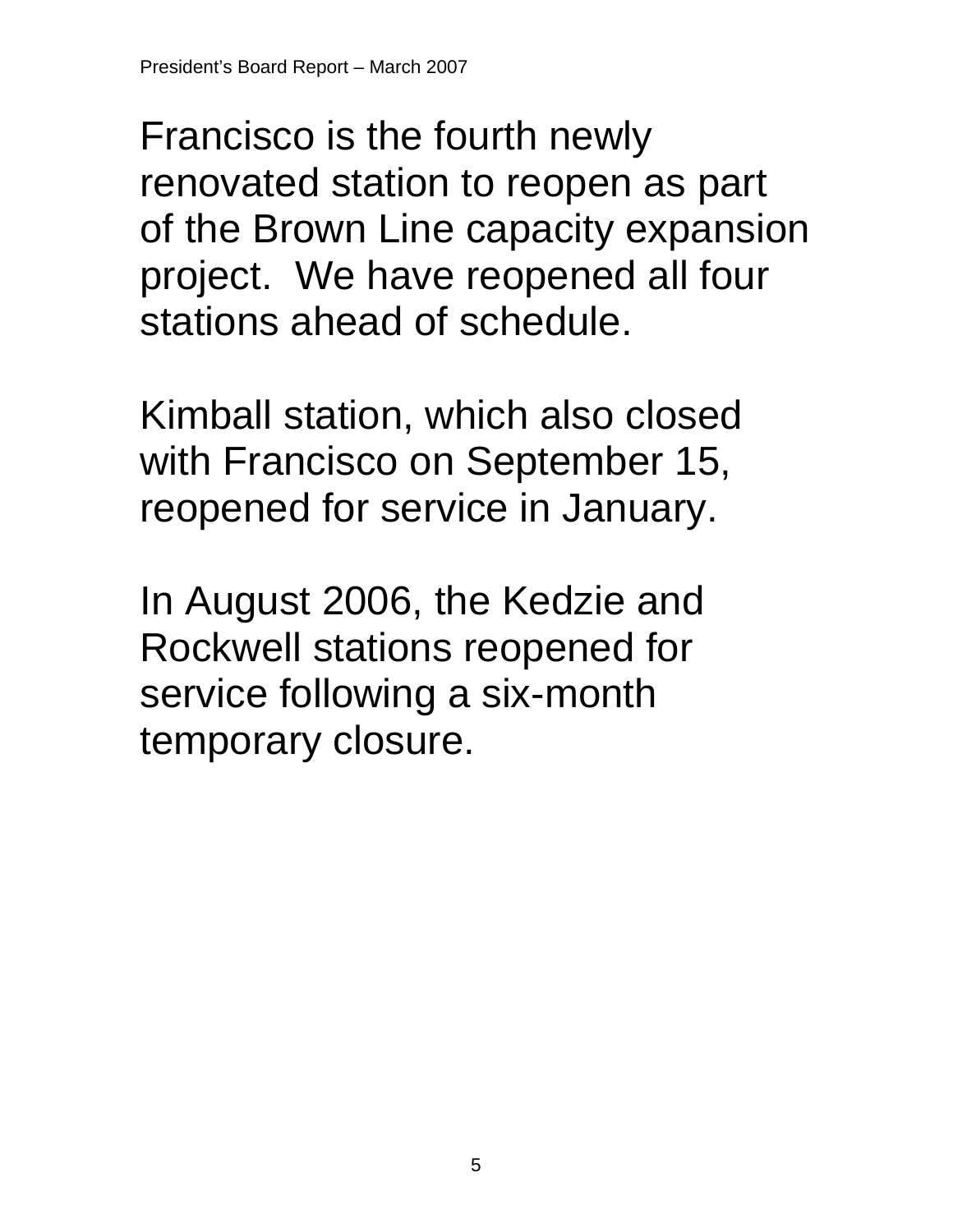Francisco is the fourth newly renovated station to reopen as part of the Brown Line capacity expansion project. We have reopened all four stations ahead of schedule.

Kimball station, which also closed with Francisco on September 15, reopened for service in January.

In August 2006, the Kedzie and Rockwell stations reopened for service following a six-month temporary closure.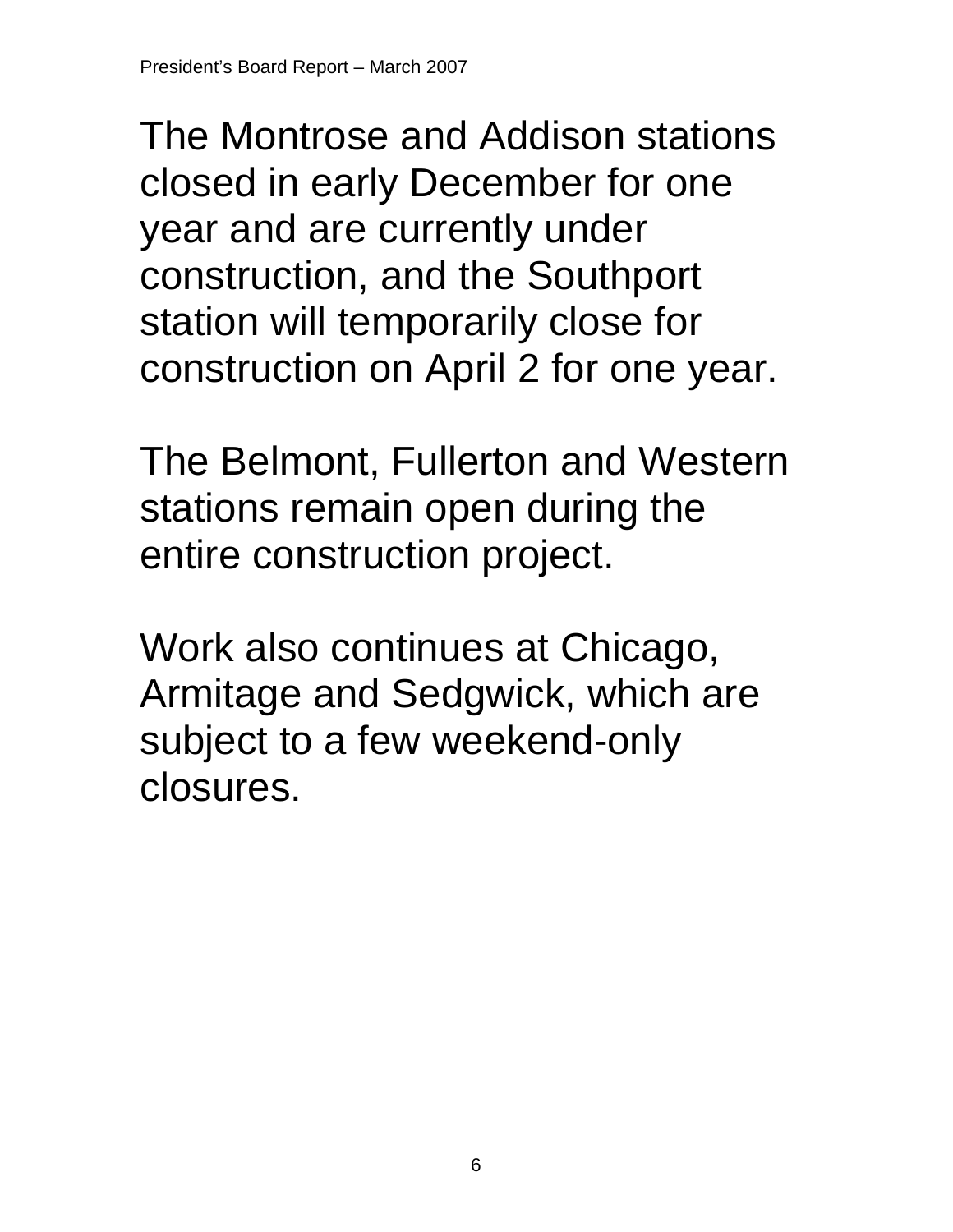The Montrose and Addison stations closed in early December for one year and are currently under construction, and the Southport station will temporarily close for construction on April 2 for one year.

The Belmont, Fullerton and Western stations remain open during the entire construction project.

Work also continues at Chicago, Armitage and Sedgwick, which are subject to a few weekend-only closures.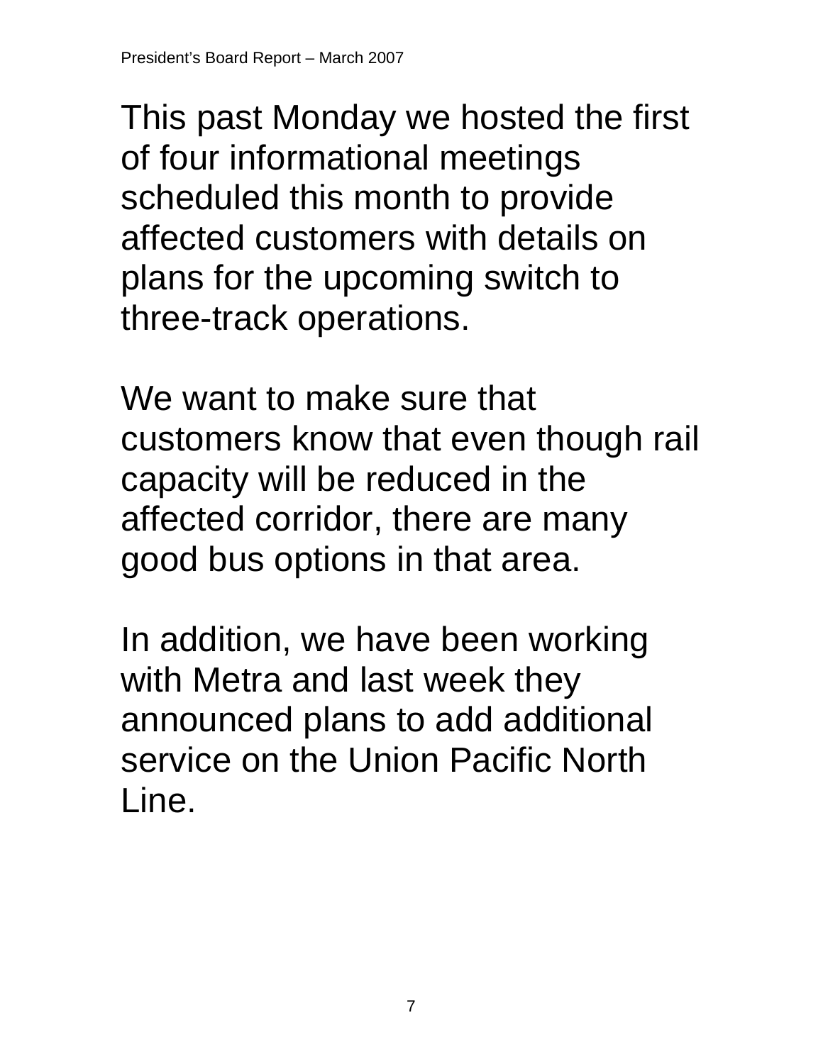This past Monday we hosted the first of four informational meetings scheduled this month to provide affected customers with details on plans for the upcoming switch to three-track operations.

We want to make sure that customers know that even though rail capacity will be reduced in the affected corridor, there are many good bus options in that area.

In addition, we have been working with Metra and last week they announced plans to add additional service on the Union Pacific North Line.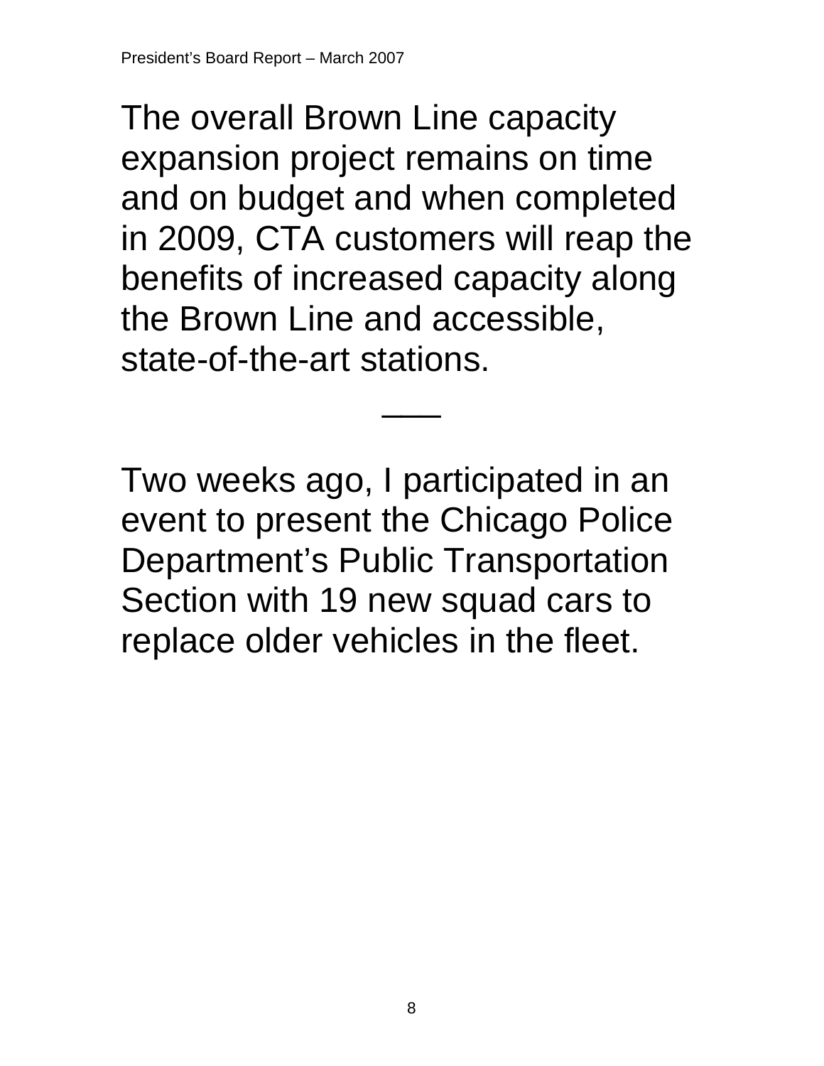The overall Brown Line capacity expansion project remains on time and on budget and when completed in 2009, CTA customers will reap the benefits of increased capacity along the Brown Line and accessible, state-of-the-art stations.

___

Two weeks ago, I participated in an event to present the Chicago Police Department's Public Transportation Section with 19 new squad cars to replace older vehicles in the fleet.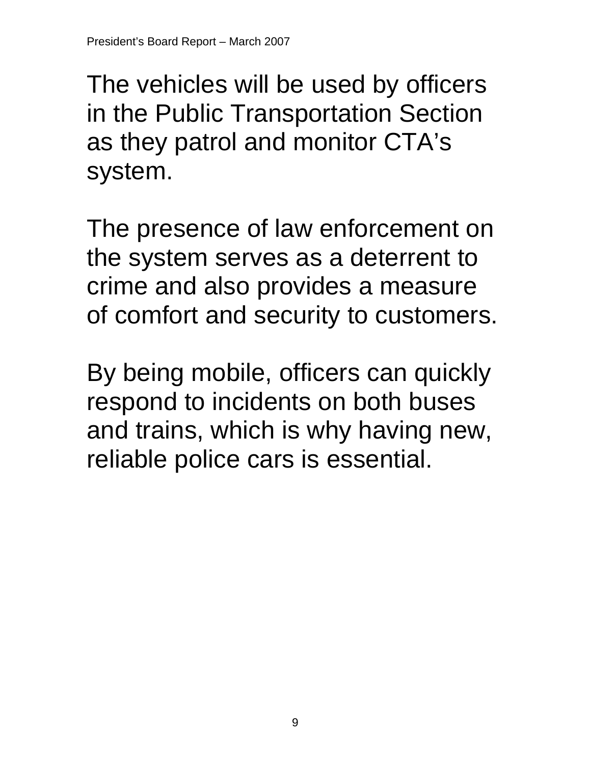The vehicles will be used by officers in the Public Transportation Section as they patrol and monitor CTA's system.

The presence of law enforcement on the system serves as a deterrent to crime and also provides a measure of comfort and security to customers.

By being mobile, officers can quickly respond to incidents on both buses and trains, which is why having new, reliable police cars is essential.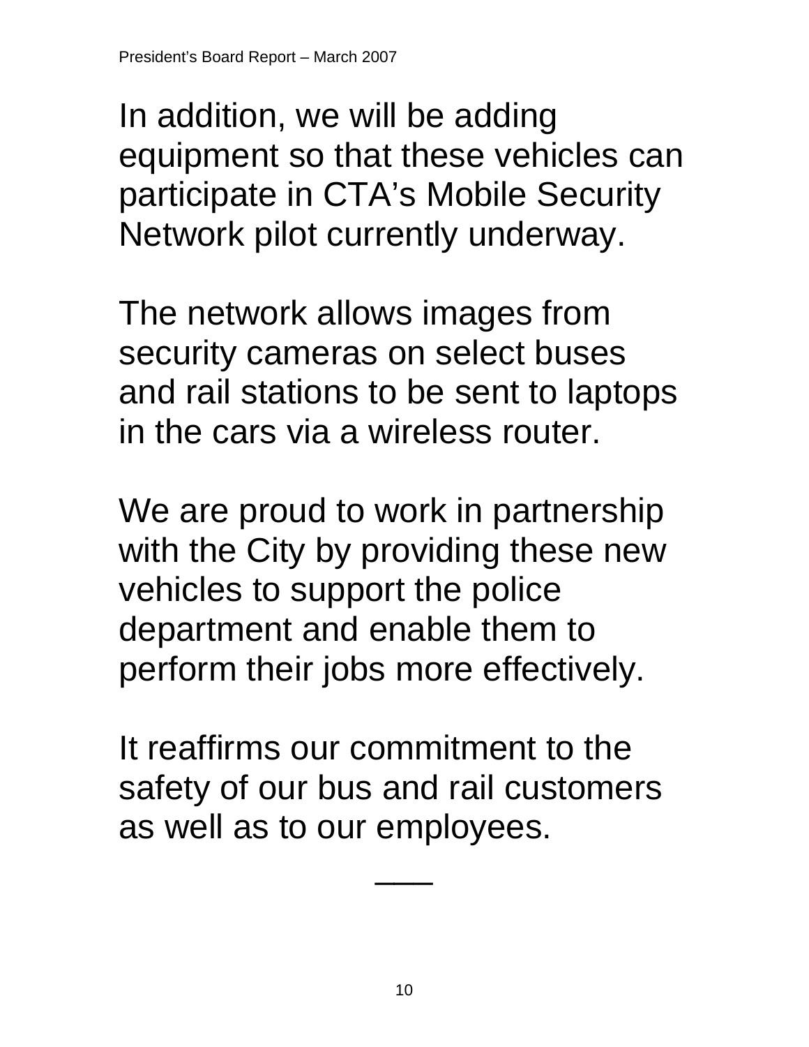In addition, we will be adding equipment so that these vehicles can participate in CTA's Mobile Security Network pilot currently underway.

The network allows images from security cameras on select buses and rail stations to be sent to laptops in the cars via a wireless router.

We are proud to work in partnership with the City by providing these new vehicles to support the police department and enable them to perform their jobs more effectively.

It reaffirms our commitment to the safety of our bus and rail customers as well as to our employees.

___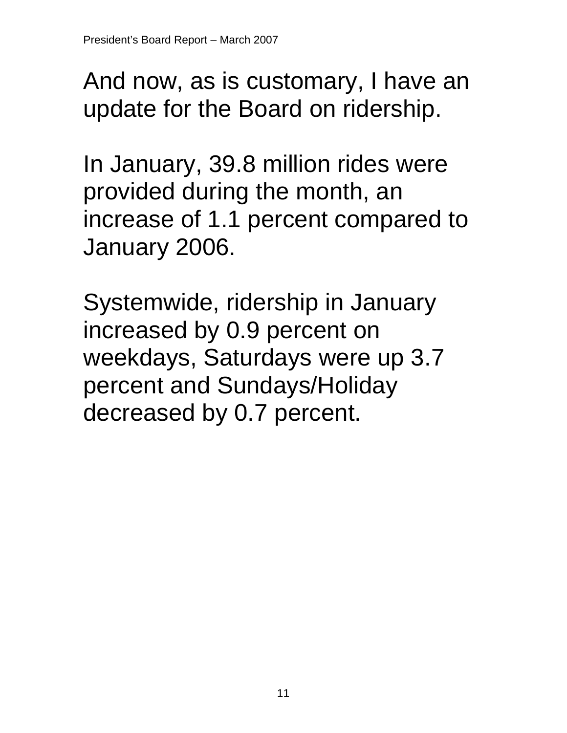And now, as is customary, I have an update for the Board on ridership.

In January, 39.8 million rides were provided during the month, an increase of 1.1 percent compared to January 2006.

Systemwide, ridership in January increased by 0.9 percent on weekdays, Saturdays were up 3.7 percent and Sundays/Holiday decreased by 0.7 percent.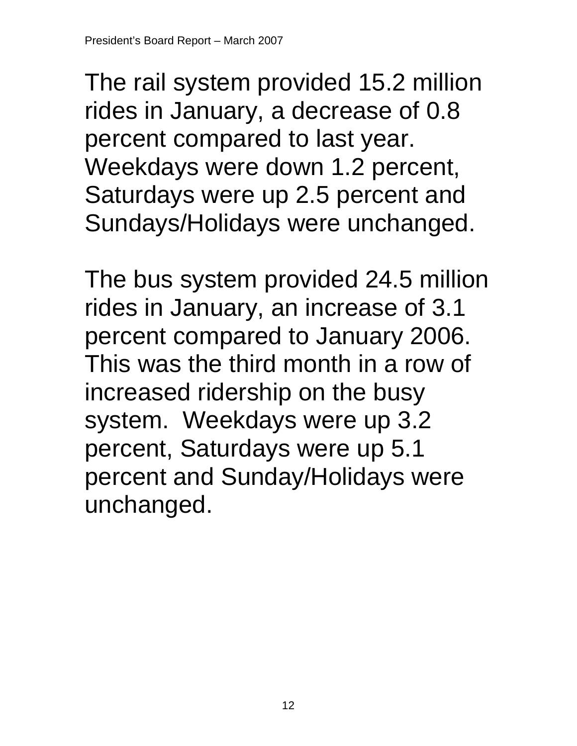The rail system provided 15.2 million rides in January, a decrease of 0.8 percent compared to last year. Weekdays were down 1.2 percent, Saturdays were up 2.5 percent and Sundays/Holidays were unchanged.

The bus system provided 24.5 million rides in January, an increase of 3.1 percent compared to January 2006. This was the third month in a row of increased ridership on the busy system. Weekdays were up 3.2 percent, Saturdays were up 5.1 percent and Sunday/Holidays were unchanged.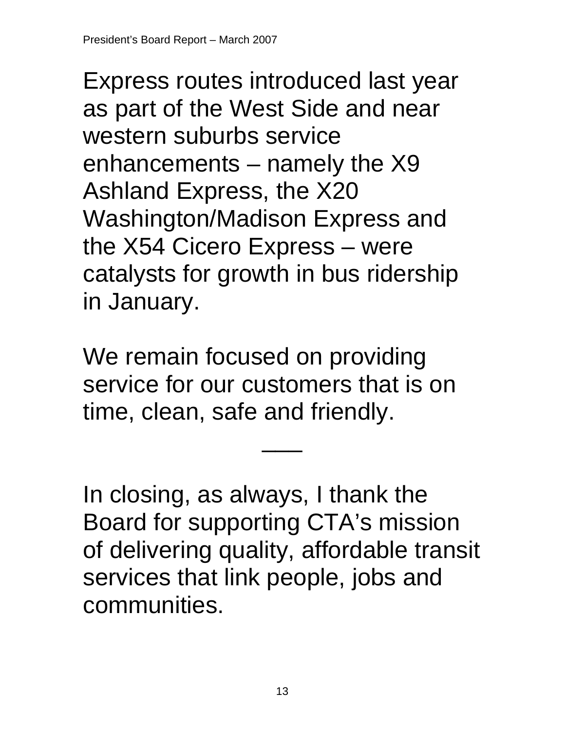Express routes introduced last year as part of the West Side and near western suburbs service enhancements – namely the X9 Ashland Express, the X20 Washington/Madison Express and the X54 Cicero Express – were catalysts for growth in bus ridership in January.

We remain focused on providing service for our customers that is on time, clean, safe and friendly.

\_\_\_

In closing, as always, I thank the Board for supporting CTA's mission of delivering quality, affordable transit services that link people, jobs and communities.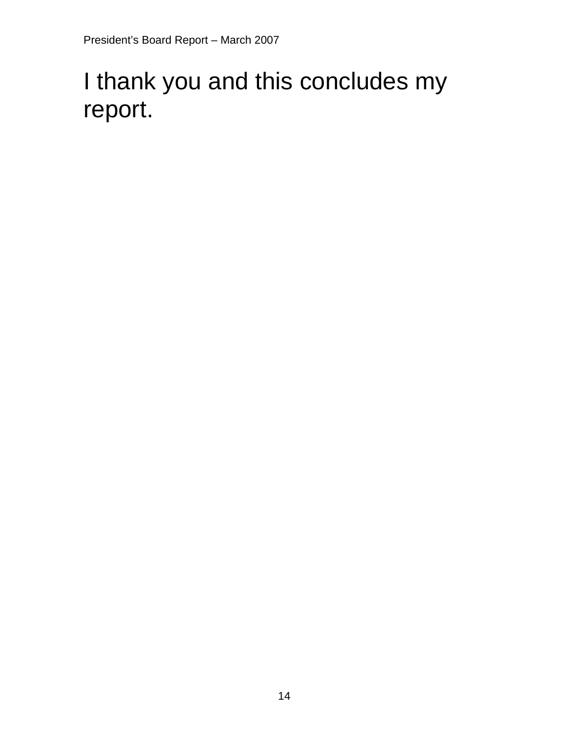I thank you and this concludes my report.